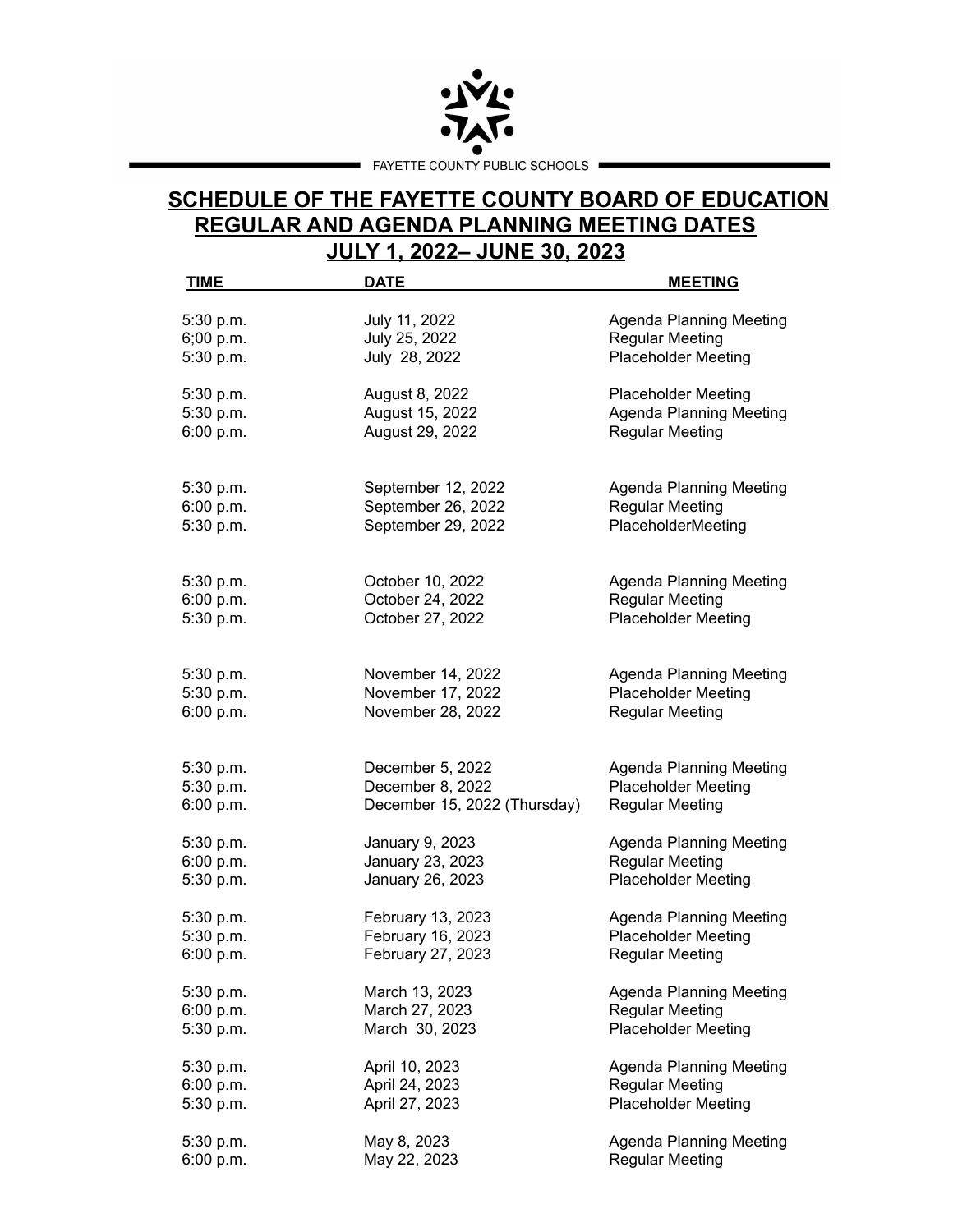FAYETTE COUNTY PUBLIC SCHOOLS

# SCHEDULE OF THE FAYETTE COUNTY BOARD OF EDUCATION REGULAR AND AGENDA PLANNING MEETING DATES

## JULY 1, 2022– JUNE 30, 2023

| TIME | DATE | MEETING |
|---|---|---|
| 5:30 p.m. | July 11, 2022 | Agenda Planning Meeting |
| 6;00 p.m. | July 25, 2022 | Regular Meeting |
| 5:30 p.m. | July 28, 2022 | Placeholder Meeting |
| 5:30 p.m. | August 8, 2022 | Placeholder Meeting |
| 5:30 p.m. | August 15, 2022 | Agenda Planning Meeting |
| 6:00 p.m. | August 29, 2022 | Regular Meeting |
| 5:30 p.m. | September 12, 2022 | Agenda Planning Meeting |
| 6:00 p.m. | September 26, 2022 | Regular Meeting |
| 5:30 p.m. | September 29, 2022 | PlaceholderMeeting |
| 5:30 p.m. | October 10, 2022 | Agenda Planning Meeting |
| 6:00 p.m. | October 24, 2022 | Regular Meeting |
| 5:30 p.m. | October 27, 2022 | Placeholder Meeting |
| 5:30 p.m. | November 14, 2022 | Agenda Planning Meeting |
| 5:30 p.m. | November 17, 2022 | Placeholder Meeting |
| 6:00 p.m. | November 28, 2022 | Regular Meeting |
| 5:30 p.m. | December 5, 2022 | Agenda Planning Meeting |
| 5:30 p.m. | December 8, 2022 | Placeholder Meeting |
| 6:00 p.m. | December 15, 2022 (Thursday) | Regular Meeting |
| 5:30 p.m. | January 9, 2023 | Agenda Planning Meeting |
| 6:00 p.m. | January 23, 2023 | Regular Meeting |
| 5:30 p.m. | January 26, 2023 | Placeholder Meeting |
| 5:30 p.m. | February 13, 2023 | Agenda Planning Meeting |
| 5:30 p.m. | February 16, 2023 | Placeholder Meeting |
| 6:00 p.m. | February 27, 2023 | Regular Meeting |
| 5:30 p.m. | March 13, 2023 | Agenda Planning Meeting |
| 6:00 p.m. | March 27, 2023 | Regular Meeting |
| 5:30 p.m. | March 30, 2023 | Placeholder Meeting |
| 5:30 p.m. | April 10, 2023 | Agenda Planning Meeting |
| 6:00 p.m. | April 24, 2023 | Regular Meeting |
| 5:30 p.m. | April 27, 2023 | Placeholder Meeting |
| 5:30 p.m. | May 8, 2023 | Agenda Planning Meeting |
| 6:00 p.m. | May 22, 2023 | Regular Meeting |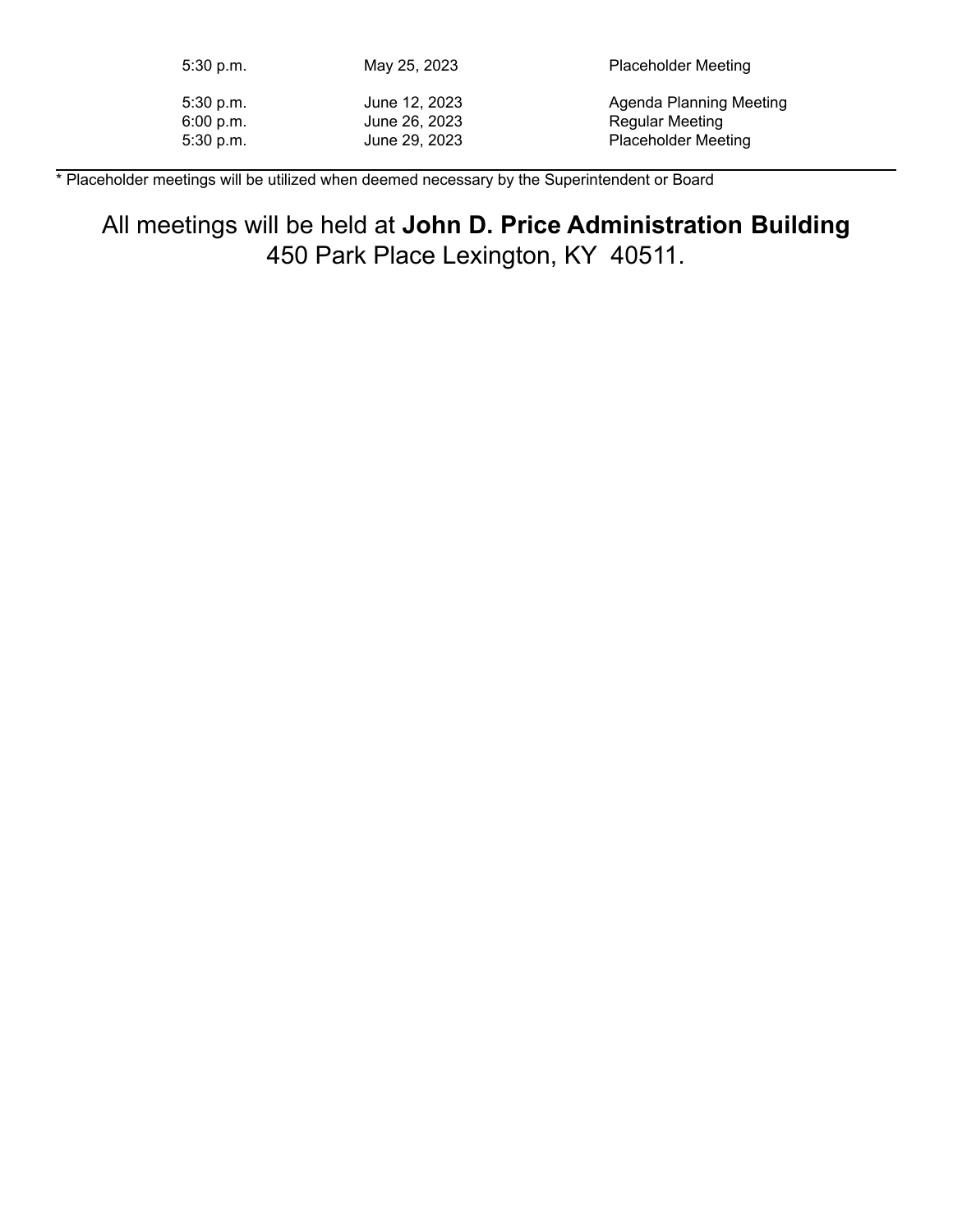| | | |
|---|---|---|
| 5:30 p.m. | May 25, 2023 | Placeholder Meeting |
| 5:30 p.m. | June 12, 2023 | Agenda Planning Meeting |
| 6:00 p.m. | June 26, 2023 | Regular Meeting |
| 5:30 p.m. | June 29, 2023 | Placeholder Meeting |

\* Placeholder meetings will be utilized when deemed necessary by the Superintendent or Board

All meetings will be held at **John D. Price Administration Building**
450 Park Place Lexington, KY 40511.